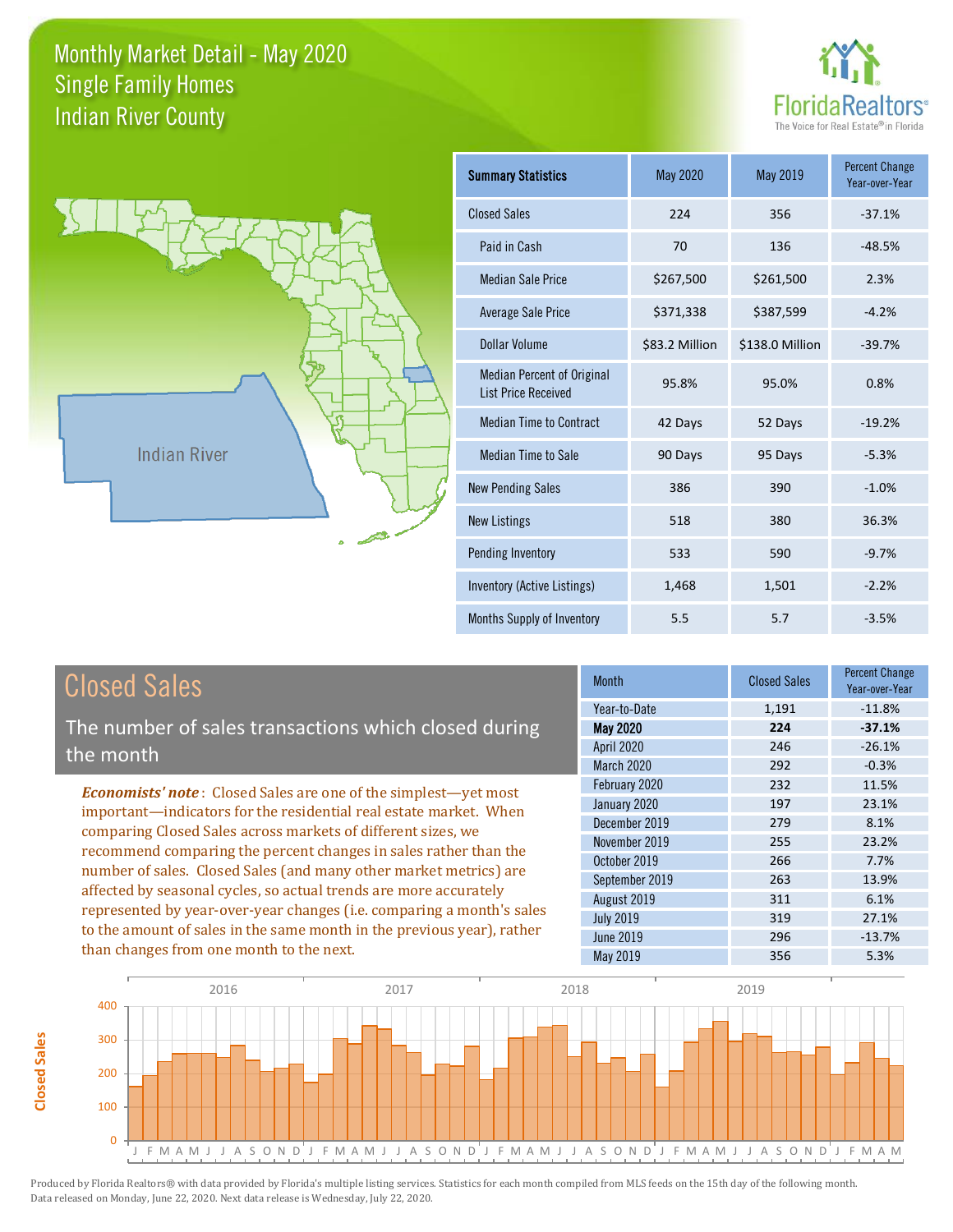# Monthly Market Detail - May 2020
## Single Family Homes
## Indian River County

FloridaRealtors® The Voice for Real Estate® in Florida

Indian River

| Summary Statistics | May 2020 | May 2019 | Percent Change Year-over-Year |
|---|---|---|---|
| Closed Sales | 224 | 356 | -37.1% |
| Paid in Cash | 70 | 136 | -48.5% |
| Median Sale Price | $267,500 | $261,500 | 2.3% |
| Average Sale Price | $371,338 | $387,599 | -4.2% |
| Dollar Volume | $83.2 Million | $138.0 Million | -39.7% |
| Median Percent of Original List Price Received | 95.8% | 95.0% | 0.8% |
| Median Time to Contract | 42 Days | 52 Days | -19.2% |
| Median Time to Sale | 90 Days | 95 Days | -5.3% |
| New Pending Sales | 386 | 390 | -1.0% |
| New Listings | 518 | 380 | 36.3% |
| Pending Inventory | 533 | 590 | -9.7% |
| Inventory (Active Listings) | 1,468 | 1,501 | -2.2% |
| Months Supply of Inventory | 5.5 | 5.7 | -3.5% |

## Closed Sales

The number of sales transactions which closed during the month

*Economists' note*: Closed Sales are one of the simplest—yet most important—indicators for the residential real estate market. When comparing Closed Sales across markets of different sizes, we recommend comparing the percent changes in sales rather than the number of sales. Closed Sales (and many other market metrics) are affected by seasonal cycles, so actual trends are more accurately represented by year-over-year changes (i.e. comparing a month's sales to the amount of sales in the same month in the previous year), rather than changes from one month to the next.

| Month | Closed Sales | Percent Change Year-over-Year |
|---|---|---|
| Year-to-Date | 1,191 | -11.8% |
| **May 2020** | **224** | **-37.1%** |
| April 2020 | 246 | -26.1% |
| March 2020 | 292 | -0.3% |
| February 2020 | 232 | 11.5% |
| January 2020 | 197 | 23.1% |
| December 2019 | 279 | 8.1% |
| November 2019 | 255 | 23.2% |
| October 2019 | 266 | 7.7% |
| September 2019 | 263 | 13.9% |
| August 2019 | 311 | 6.1% |
| July 2019 | 319 | 27.1% |
| June 2019 | 296 | -13.7% |
| May 2019 | 356 | 5.3% |

Produced by Florida Realtors® with data provided by Florida's multiple listing services. Statistics for each month compiled from MLS feeds on the 15th day of the following month. Data released on Monday, June 22, 2020. Next data release is Wednesday, July 22, 2020.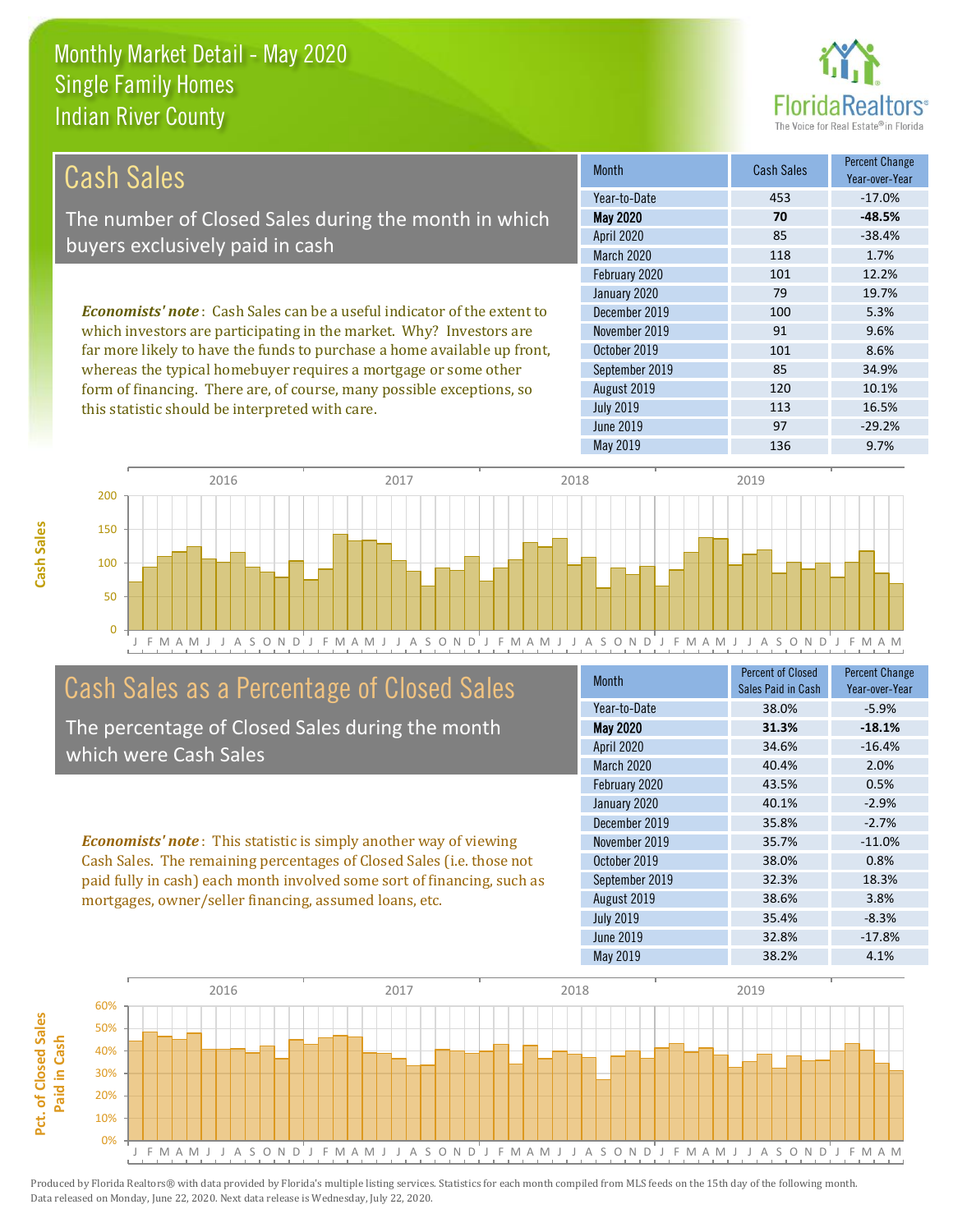# Monthly Market Detail - May 2020
## Single Family Homes
## Indian River County

## Cash Sales

The number of Closed Sales during the month in which buyers exclusively paid in cash

*Economists' note*: Cash Sales can be a useful indicator of the extent to which investors are participating in the market. Why? Investors are far more likely to have the funds to purchase a home available up front, whereas the typical homebuyer requires a mortgage or some other form of financing. There are, of course, many possible exceptions, so this statistic should be interpreted with care.

| Month | Cash Sales | Percent Change Year-over-Year |
|---|---|---|
| Year-to-Date | 453 | -17.0% |
| **May 2020** | **70** | **-48.5%** |
| April 2020 | 85 | -38.4% |
| March 2020 | 118 | 1.7% |
| February 2020 | 101 | 12.2% |
| January 2020 | 79 | 19.7% |
| December 2019 | 100 | 5.3% |
| November 2019 | 91 | 9.6% |
| October 2019 | 101 | 8.6% |
| September 2019 | 85 | 34.9% |
| August 2019 | 120 | 10.1% |
| July 2019 | 113 | 16.5% |
| June 2019 | 97 | -29.2% |
| May 2019 | 136 | 9.7% |

## Cash Sales as a Percentage of Closed Sales

The percentage of Closed Sales during the month which were Cash Sales

*Economists' note*: This statistic is simply another way of viewing Cash Sales. The remaining percentages of Closed Sales (i.e. those not paid fully in cash) each month involved some sort of financing, such as mortgages, owner/seller financing, assumed loans, etc.

| Month | Percent of Closed Sales Paid in Cash | Percent Change Year-over-Year |
|---|---|---|
| Year-to-Date | 38.0% | -5.9% |
| **May 2020** | **31.3%** | **-18.1%** |
| April 2020 | 34.6% | -16.4% |
| March 2020 | 40.4% | 2.0% |
| February 2020 | 43.5% | 0.5% |
| January 2020 | 40.1% | -2.9% |
| December 2019 | 35.8% | -2.7% |
| November 2019 | 35.7% | -11.0% |
| October 2019 | 38.0% | 0.8% |
| September 2019 | 32.3% | 18.3% |
| August 2019 | 38.6% | 3.8% |
| July 2019 | 35.4% | -8.3% |
| June 2019 | 32.8% | -17.8% |
| May 2019 | 38.2% | 4.1% |

Produced by Florida Realtors® with data provided by Florida's multiple listing services. Statistics for each month compiled from MLS feeds on the 15th day of the following month. Data released on Monday, June 22, 2020. Next data release is Wednesday, July 22, 2020.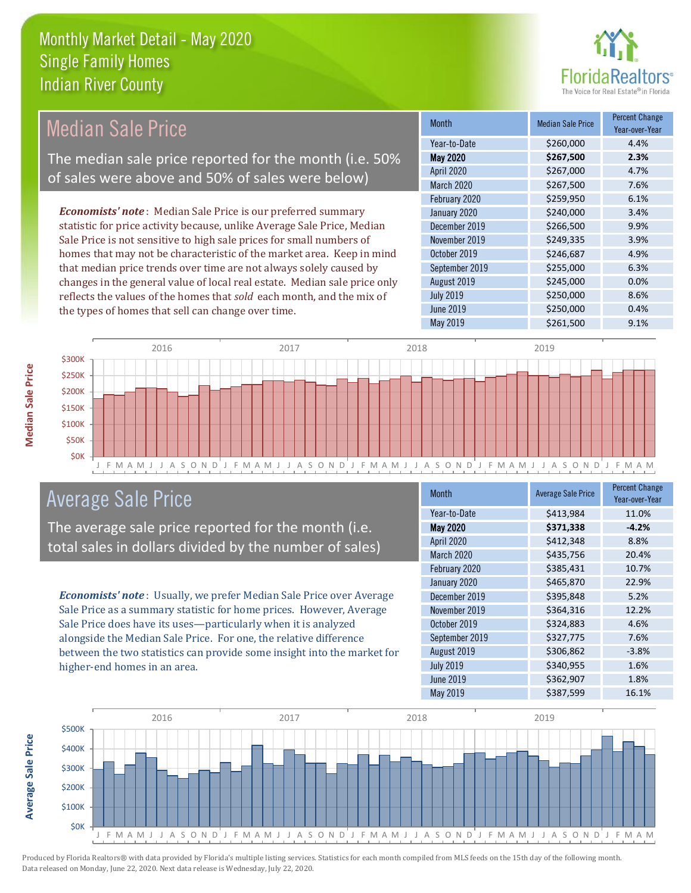Monthly Market Detail - May 2020
Single Family Homes
Indian River County

## Median Sale Price

The median sale price reported for the month (i.e. 50% of sales were above and 50% of sales were below)

***Economists' note***: Median Sale Price is our preferred summary statistic for price activity because, unlike Average Sale Price, Median Sale Price is not sensitive to high sale prices for small numbers of homes that may not be characteristic of the market area. Keep in mind that median price trends over time are not always solely caused by changes in the general value of local real estate. Median sale price only reflects the values of the homes that *sold* each month, and the mix of the types of homes that sell can change over time.

| Month | Median Sale Price | Percent Change Year-over-Year |
|---|---|---|
| Year-to-Date | $260,000 | 4.4% |
| **May 2020** | **$267,500** | **2.3%** |
| April 2020 | $267,000 | 4.7% |
| March 2020 | $267,500 | 7.6% |
| February 2020 | $259,950 | 6.1% |
| January 2020 | $240,000 | 3.4% |
| December 2019 | $266,500 | 9.9% |
| November 2019 | $249,335 | 3.9% |
| October 2019 | $246,687 | 4.9% |
| September 2019 | $255,000 | 6.3% |
| August 2019 | $245,000 | 0.0% |
| July 2019 | $250,000 | 8.6% |
| June 2019 | $250,000 | 0.4% |
| May 2019 | $261,500 | 9.1% |

## Average Sale Price

The average sale price reported for the month (i.e. total sales in dollars divided by the number of sales)

***Economists' note***: Usually, we prefer Median Sale Price over Average Sale Price as a summary statistic for home prices. However, Average Sale Price does have its uses—particularly when it is analyzed alongside the Median Sale Price. For one, the relative difference between the two statistics can provide some insight into the market for higher-end homes in an area.

| Month | Average Sale Price | Percent Change Year-over-Year |
|---|---|---|
| Year-to-Date | $413,984 | 11.0% |
| **May 2020** | **$371,338** | **-4.2%** |
| April 2020 | $412,348 | 8.8% |
| March 2020 | $435,756 | 20.4% |
| February 2020 | $385,431 | 10.7% |
| January 2020 | $465,870 | 22.9% |
| December 2019 | $395,848 | 5.2% |
| November 2019 | $364,316 | 12.2% |
| October 2019 | $324,883 | 4.6% |
| September 2019 | $327,775 | 7.6% |
| August 2019 | $306,862 | -3.8% |
| July 2019 | $340,955 | 1.6% |
| June 2019 | $362,907 | 1.8% |
| May 2019 | $387,599 | 16.1% |

Produced by Florida Realtors® with data provided by Florida's multiple listing services. Statistics for each month compiled from MLS feeds on the 15th day of the following month. Data released on Monday, June 22, 2020. Next data release is Wednesday, July 22, 2020.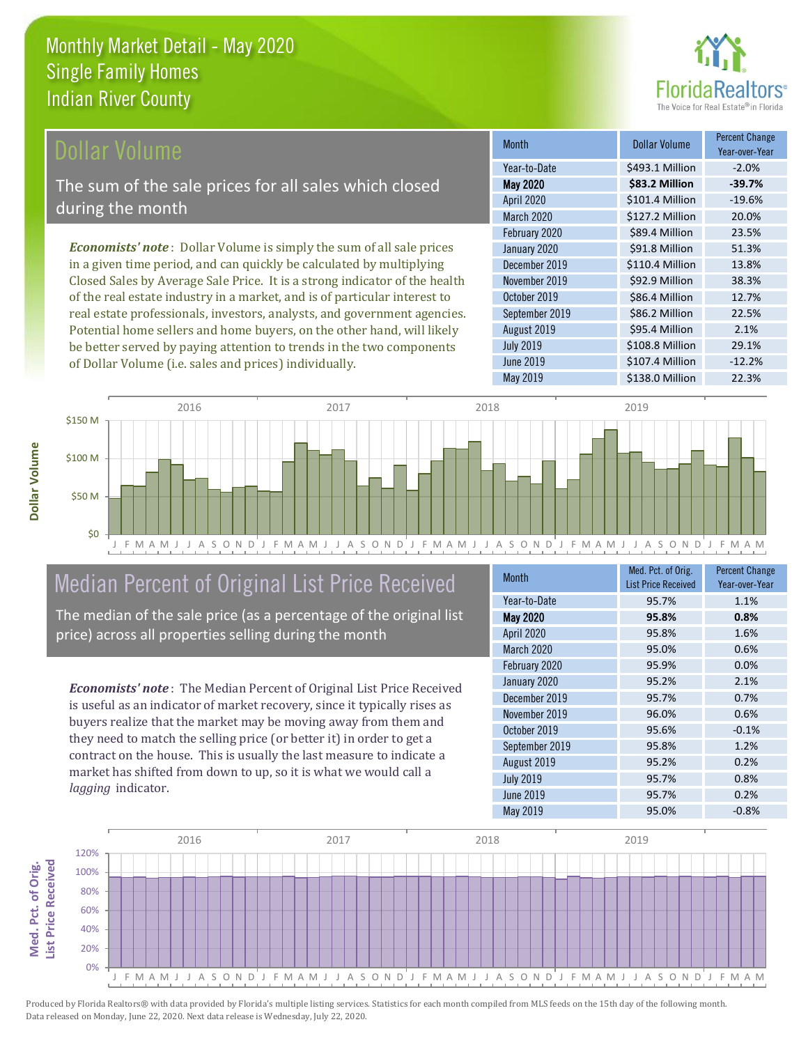# Monthly Market Detail - May 2020
## Single Family Homes
## Indian River County

## Dollar Volume

The sum of the sale prices for all sales which closed during the month

*Economists' note*: Dollar Volume is simply the sum of all sale prices in a given time period, and can quickly be calculated by multiplying Closed Sales by Average Sale Price. It is a strong indicator of the health of the real estate industry in a market, and is of particular interest to real estate professionals, investors, analysts, and government agencies. Potential home sellers and home buyers, on the other hand, will likely be better served by paying attention to trends in the two components of Dollar Volume (i.e. sales and prices) individually.

| Month | Dollar Volume | Percent Change Year-over-Year |
|---|---|---|
| Year-to-Date | $493.1 Million | -2.0% |
| **May 2020** | **$83.2 Million** | **-39.7%** |
| April 2020 | $101.4 Million | -19.6% |
| March 2020 | $127.2 Million | 20.0% |
| February 2020 | $89.4 Million | 23.5% |
| January 2020 | $91.8 Million | 51.3% |
| December 2019 | $110.4 Million | 13.8% |
| November 2019 | $92.9 Million | 38.3% |
| October 2019 | $86.4 Million | 12.7% |
| September 2019 | $86.2 Million | 22.5% |
| August 2019 | $95.4 Million | 2.1% |
| July 2019 | $108.8 Million | 29.1% |
| June 2019 | $107.4 Million | -12.2% |
| May 2019 | $138.0 Million | 22.3% |

## Median Percent of Original List Price Received

The median of the sale price (as a percentage of the original list price) across all properties selling during the month

*Economists' note*: The Median Percent of Original List Price Received is useful as an indicator of market recovery, since it typically rises as buyers realize that the market may be moving away from them and they need to match the selling price (or better it) in order to get a contract on the house. This is usually the last measure to indicate a market has shifted from down to up, so it is what we would call a *lagging* indicator.

| Month | Med. Pct. of Orig. List Price Received | Percent Change Year-over-Year |
|---|---|---|
| Year-to-Date | 95.7% | 1.1% |
| **May 2020** | **95.8%** | **0.8%** |
| April 2020 | 95.8% | 1.6% |
| March 2020 | 95.0% | 0.6% |
| February 2020 | 95.9% | 0.0% |
| January 2020 | 95.2% | 2.1% |
| December 2019 | 95.7% | 0.7% |
| November 2019 | 96.0% | 0.6% |
| October 2019 | 95.6% | -0.1% |
| September 2019 | 95.8% | 1.2% |
| August 2019 | 95.2% | 0.2% |
| July 2019 | 95.7% | 0.8% |
| June 2019 | 95.7% | 0.2% |
| May 2019 | 95.0% | -0.8% |

Produced by Florida Realtors® with data provided by Florida's multiple listing services. Statistics for each month compiled from MLS feeds on the 15th day of the following month. Data released on Monday, June 22, 2020. Next data release is Wednesday, July 22, 2020.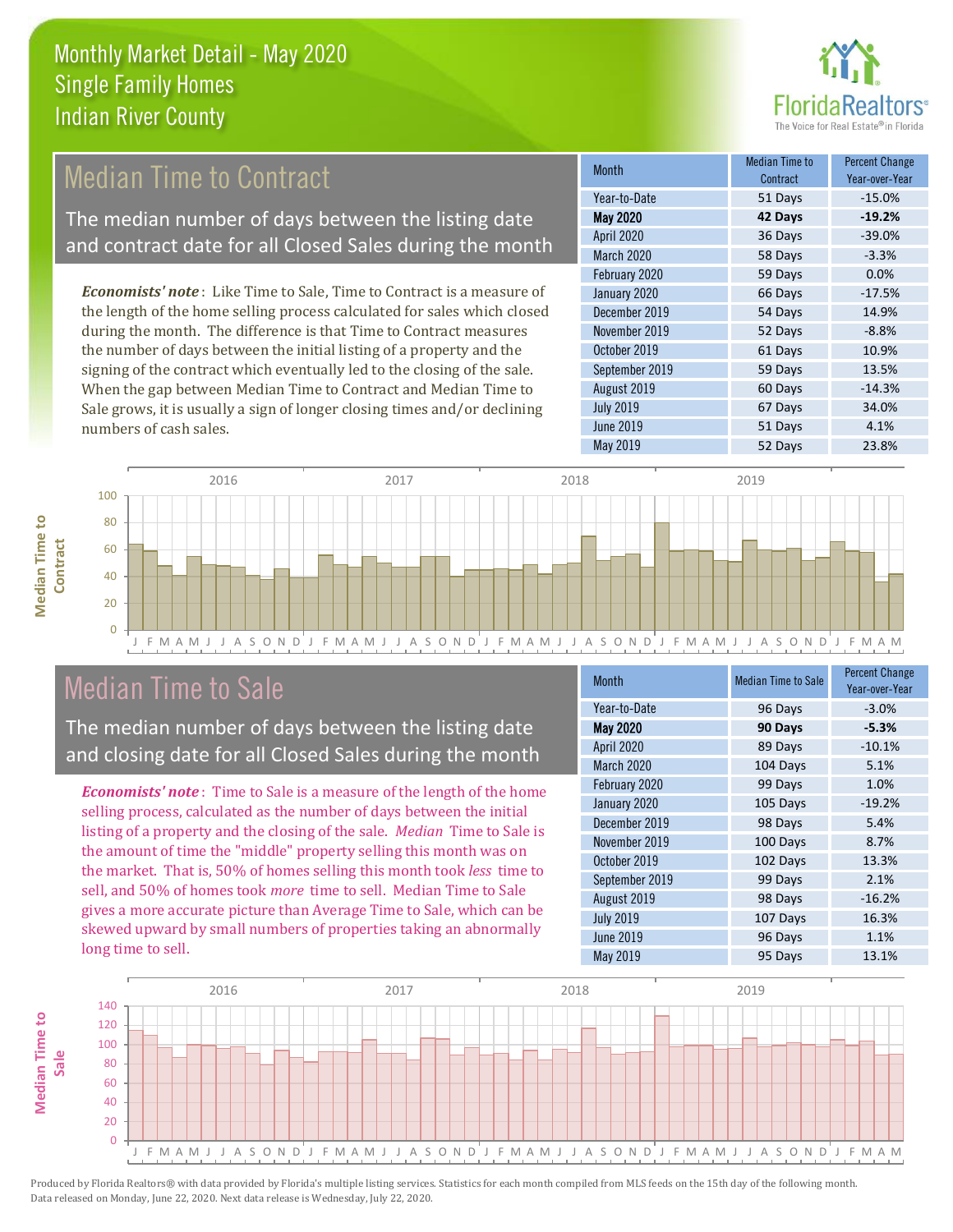# Monthly Market Detail - May 2020
## Single Family Homes
## Indian River County

## Median Time to Contract

The median number of days between the listing date and contract date for all Closed Sales during the month

*Economists' note*: Like Time to Sale, Time to Contract is a measure of the length of the home selling process calculated for sales which closed during the month. The difference is that Time to Contract measures the number of days between the initial listing of a property and the signing of the contract which eventually led to the closing of the sale. When the gap between Median Time to Contract and Median Time to Sale grows, it is usually a sign of longer closing times and/or declining numbers of cash sales.

| Month | Median Time to Contract | Percent Change Year-over-Year |
|---|---|---|
| Year-to-Date | 51 Days | -15.0% |
| **May 2020** | **42 Days** | **-19.2%** |
| April 2020 | 36 Days | -39.0% |
| March 2020 | 58 Days | -3.3% |
| February 2020 | 59 Days | 0.0% |
| January 2020 | 66 Days | -17.5% |
| December 2019 | 54 Days | 14.9% |
| November 2019 | 52 Days | -8.8% |
| October 2019 | 61 Days | 10.9% |
| September 2019 | 59 Days | 13.5% |
| August 2019 | 60 Days | -14.3% |
| July 2019 | 67 Days | 34.0% |
| June 2019 | 51 Days | 4.1% |
| May 2019 | 52 Days | 23.8% |

## Median Time to Sale

The median number of days between the listing date and closing date for all Closed Sales during the month

*Economists' note*: Time to Sale is a measure of the length of the home selling process, calculated as the number of days between the initial listing of a property and the closing of the sale. *Median* Time to Sale is the amount of time the "middle" property selling this month was on the market. That is, 50% of homes selling this month took *less* time to sell, and 50% of homes took *more* time to sell. Median Time to Sale gives a more accurate picture than Average Time to Sale, which can be skewed upward by small numbers of properties taking an abnormally long time to sell.

| Month | Median Time to Sale | Percent Change Year-over-Year |
|---|---|---|
| Year-to-Date | 96 Days | -3.0% |
| **May 2020** | **90 Days** | **-5.3%** |
| April 2020 | 89 Days | -10.1% |
| March 2020 | 104 Days | 5.1% |
| February 2020 | 99 Days | 1.0% |
| January 2020 | 105 Days | -19.2% |
| December 2019 | 98 Days | 5.4% |
| November 2019 | 100 Days | 8.7% |
| October 2019 | 102 Days | 13.3% |
| September 2019 | 99 Days | 2.1% |
| August 2019 | 98 Days | -16.2% |
| July 2019 | 107 Days | 16.3% |
| June 2019 | 96 Days | 1.1% |
| May 2019 | 95 Days | 13.1% |

Produced by Florida Realtors® with data provided by Florida's multiple listing services. Statistics for each month compiled from MLS feeds on the 15th day of the following month. Data released on Monday, June 22, 2020. Next data release is Wednesday, July 22, 2020.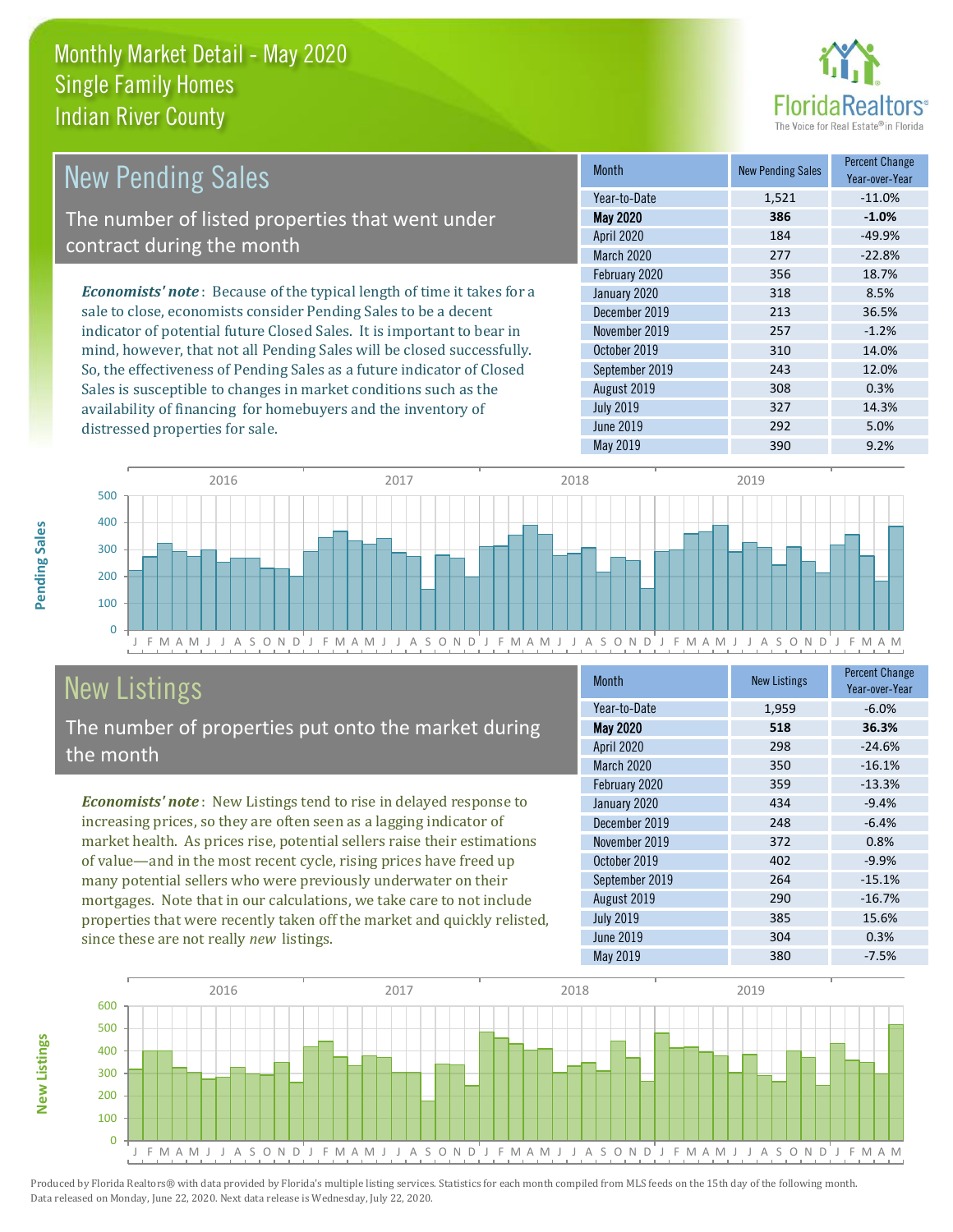# Monthly Market Detail - May 2020
## Single Family Homes
## Indian River County

## New Pending Sales

The number of listed properties that went under contract during the month

*Economists' note*: Because of the typical length of time it takes for a sale to close, economists consider Pending Sales to be a decent indicator of potential future Closed Sales. It is important to bear in mind, however, that not all Pending Sales will be closed successfully. So, the effectiveness of Pending Sales as a future indicator of Closed Sales is susceptible to changes in market conditions such as the availability of financing for homebuyers and the inventory of distressed properties for sale.

| Month | New Pending Sales | Percent Change Year-over-Year |
|---|---|---|
| Year-to-Date | 1,521 | -11.0% |
| **May 2020** | **386** | **-1.0%** |
| April 2020 | 184 | -49.9% |
| March 2020 | 277 | -22.8% |
| February 2020 | 356 | 18.7% |
| January 2020 | 318 | 8.5% |
| December 2019 | 213 | 36.5% |
| November 2019 | 257 | -1.2% |
| October 2019 | 310 | 14.0% |
| September 2019 | 243 | 12.0% |
| August 2019 | 308 | 0.3% |
| July 2019 | 327 | 14.3% |
| June 2019 | 292 | 5.0% |
| May 2019 | 390 | 9.2% |

## New Listings

The number of properties put onto the market during the month

*Economists' note*: New Listings tend to rise in delayed response to increasing prices, so they are often seen as a lagging indicator of market health. As prices rise, potential sellers raise their estimations of value—and in the most recent cycle, rising prices have freed up many potential sellers who were previously underwater on their mortgages. Note that in our calculations, we take care to not include properties that were recently taken off the market and quickly relisted, since these are not really *new* listings.

| Month | New Listings | Percent Change Year-over-Year |
|---|---|---|
| Year-to-Date | 1,959 | -6.0% |
| **May 2020** | **518** | **36.3%** |
| April 2020 | 298 | -24.6% |
| March 2020 | 350 | -16.1% |
| February 2020 | 359 | -13.3% |
| January 2020 | 434 | -9.4% |
| December 2019 | 248 | -6.4% |
| November 2019 | 372 | 0.8% |
| October 2019 | 402 | -9.9% |
| September 2019 | 264 | -15.1% |
| August 2019 | 290 | -16.7% |
| July 2019 | 385 | 15.6% |
| June 2019 | 304 | 0.3% |
| May 2019 | 380 | -7.5% |

Produced by Florida Realtors® with data provided by Florida's multiple listing services. Statistics for each month compiled from MLS feeds on the 15th day of the following month. Data released on Monday, June 22, 2020. Next data release is Wednesday, July 22, 2020.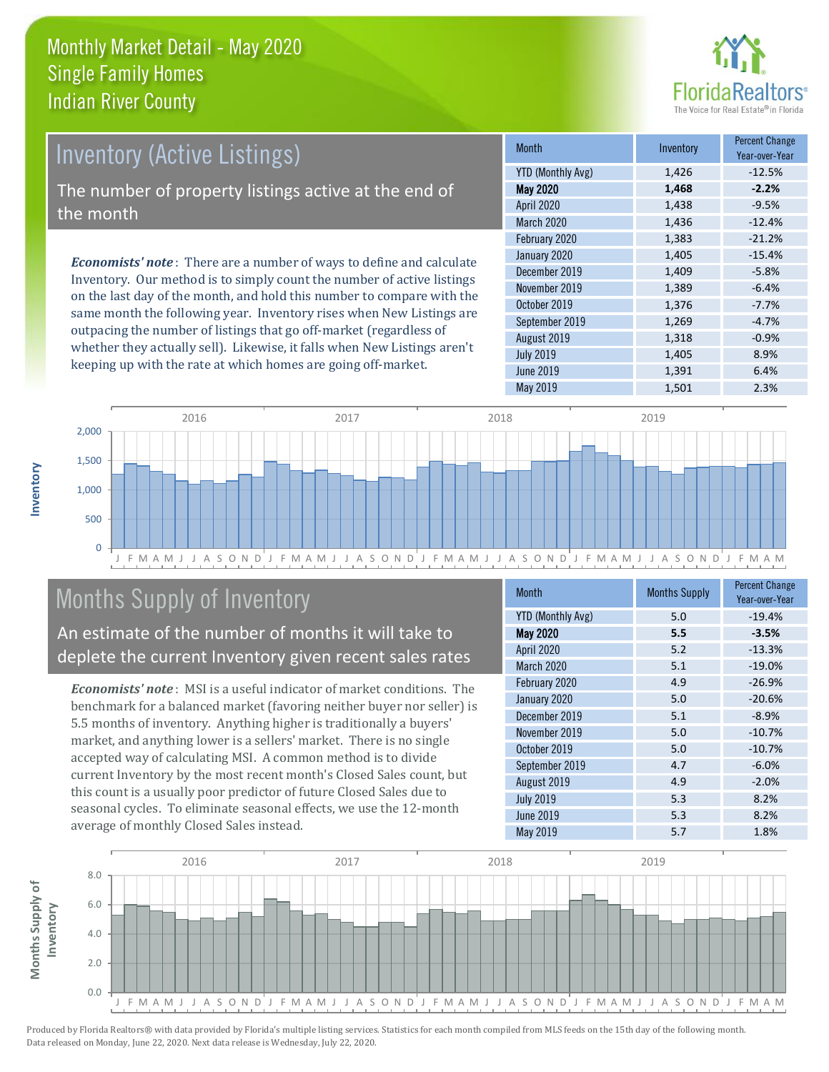# Monthly Market Detail - May 2020
## Single Family Homes
## Indian River County

## Inventory (Active Listings)

The number of property listings active at the end of the month

***Economists' note***: There are a number of ways to define and calculate Inventory. Our method is to simply count the number of active listings on the last day of the month, and hold this number to compare with the same month the following year. Inventory rises when New Listings are outpacing the number of listings that go off-market (regardless of whether they actually sell). Likewise, it falls when New Listings aren't keeping up with the rate at which homes are going off-market.

| Month | Inventory | Percent Change Year-over-Year |
|---|---|---|
| YTD (Monthly Avg) | 1,426 | -12.5% |
| **May 2020** | **1,468** | **-2.2%** |
| April 2020 | 1,438 | -9.5% |
| March 2020 | 1,436 | -12.4% |
| February 2020 | 1,383 | -21.2% |
| January 2020 | 1,405 | -15.4% |
| December 2019 | 1,409 | -5.8% |
| November 2019 | 1,389 | -6.4% |
| October 2019 | 1,376 | -7.7% |
| September 2019 | 1,269 | -4.7% |
| August 2019 | 1,318 | -0.9% |
| July 2019 | 1,405 | 8.9% |
| June 2019 | 1,391 | 6.4% |
| May 2019 | 1,501 | 2.3% |

## Months Supply of Inventory

An estimate of the number of months it will take to deplete the current Inventory given recent sales rates

***Economists' note***: MSI is a useful indicator of market conditions. The benchmark for a balanced market (favoring neither buyer nor seller) is 5.5 months of inventory. Anything higher is traditionally a buyers' market, and anything lower is a sellers' market. There is no single accepted way of calculating MSI. A common method is to divide current Inventory by the most recent month's Closed Sales count, but this count is a usually poor predictor of future Closed Sales due to seasonal cycles. To eliminate seasonal effects, we use the 12-month average of monthly Closed Sales instead.

| Month | Months Supply | Percent Change Year-over-Year |
|---|---|---|
| YTD (Monthly Avg) | 5.0 | -19.4% |
| **May 2020** | **5.5** | **-3.5%** |
| April 2020 | 5.2 | -13.3% |
| March 2020 | 5.1 | -19.0% |
| February 2020 | 4.9 | -26.9% |
| January 2020 | 5.0 | -20.6% |
| December 2019 | 5.1 | -8.9% |
| November 2019 | 5.0 | -10.7% |
| October 2019 | 5.0 | -10.7% |
| September 2019 | 4.7 | -6.0% |
| August 2019 | 4.9 | -2.0% |
| July 2019 | 5.3 | 8.2% |
| June 2019 | 5.3 | 8.2% |
| May 2019 | 5.7 | 1.8% |

Produced by Florida Realtors® with data provided by Florida's multiple listing services. Statistics for each month compiled from MLS feeds on the 15th day of the following month. Data released on Monday, June 22, 2020. Next data release is Wednesday, July 22, 2020.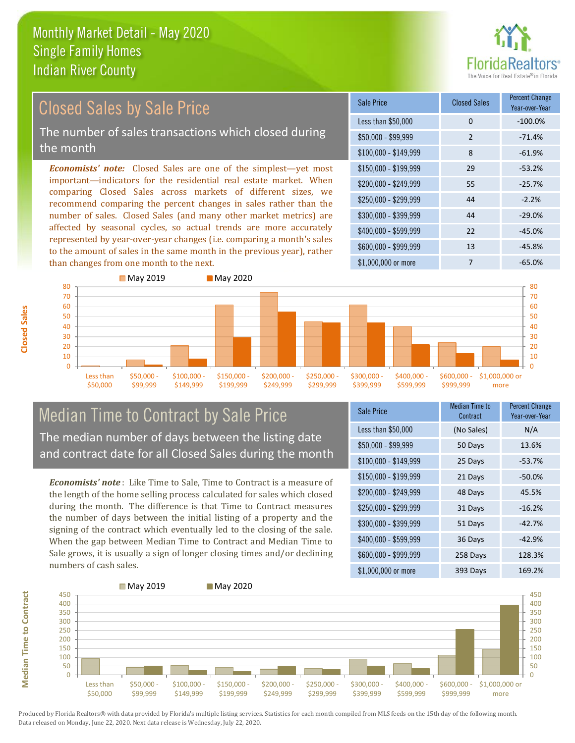# Monthly Market Detail - May 2020
## Single Family Homes
## Indian River County

## Closed Sales by Sale Price

The number of sales transactions which closed during the month

***Economists' note:*** Closed Sales are one of the simplest—yet most important—indicators for the residential real estate market. When comparing Closed Sales across markets of different sizes, we recommend comparing the percent changes in sales rather than the number of sales. Closed Sales (and many other market metrics) are affected by seasonal cycles, so actual trends are more accurately represented by year-over-year changes (i.e. comparing a month's sales to the amount of sales in the same month in the previous year), rather than changes from one month to the next.

| Sale Price | Closed Sales | Percent Change Year-over-Year |
|---|---|---|
| Less than $50,000 | 0 | -100.0% |
| $50,000 - $99,999 | 2 | -71.4% |
| $100,000 - $149,999 | 8 | -61.9% |
| $150,000 - $199,999 | 29 | -53.2% |
| $200,000 - $249,999 | 55 | -25.7% |
| $250,000 - $299,999 | 44 | -2.2% |
| $300,000 - $399,999 | 44 | -29.0% |
| $400,000 - $599,999 | 22 | -45.0% |
| $600,000 - $999,999 | 13 | -45.8% |
| $1,000,000 or more | 7 | -65.0% |

## Median Time to Contract by Sale Price

The median number of days between the listing date and contract date for all Closed Sales during the month

***Economists' note***: Like Time to Sale, Time to Contract is a measure of the length of the home selling process calculated for sales which closed during the month. The difference is that Time to Contract measures the number of days between the initial listing of a property and the signing of the contract which eventually led to the closing of the sale. When the gap between Median Time to Contract and Median Time to Sale grows, it is usually a sign of longer closing times and/or declining numbers of cash sales.

| Sale Price | Median Time to Contract | Percent Change Year-over-Year |
|---|---|---|
| Less than $50,000 | (No Sales) | N/A |
| $50,000 - $99,999 | 50 Days | 13.6% |
| $100,000 - $149,999 | 25 Days | -53.7% |
| $150,000 - $199,999 | 21 Days | -50.0% |
| $200,000 - $249,999 | 48 Days | 45.5% |
| $250,000 - $299,999 | 31 Days | -16.2% |
| $300,000 - $399,999 | 51 Days | -42.7% |
| $400,000 - $599,999 | 36 Days | -42.9% |
| $600,000 - $999,999 | 258 Days | 128.3% |
| $1,000,000 or more | 393 Days | 169.2% |

Produced by Florida Realtors® with data provided by Florida's multiple listing services. Statistics for each month compiled from MLS feeds on the 15th day of the following month. Data released on Monday, June 22, 2020. Next data release is Wednesday, July 22, 2020.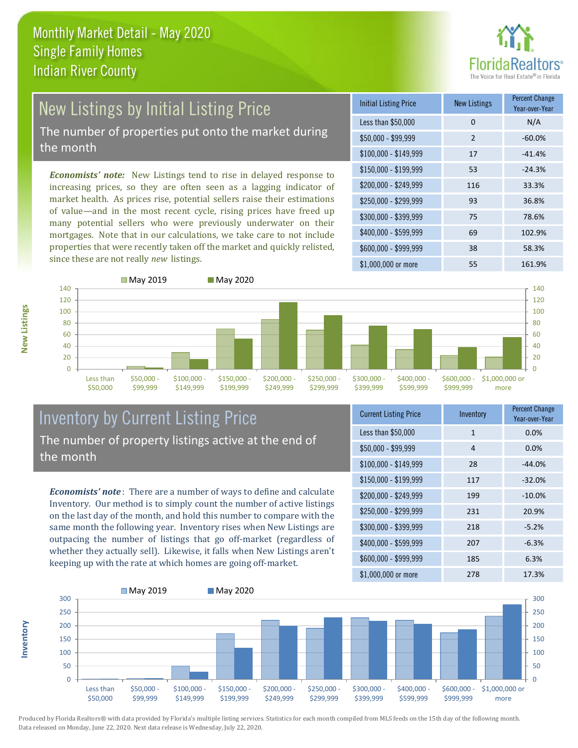# Monthly Market Detail - May 2020
## Single Family Homes
## Indian River County

## New Listings by Initial Listing Price

The number of properties put onto the market during the month

***Economists' note:*** New Listings tend to rise in delayed response to increasing prices, so they are often seen as a lagging indicator of market health. As prices rise, potential sellers raise their estimations of value—and in the most recent cycle, rising prices have freed up many potential sellers who were previously underwater on their mortgages. Note that in our calculations, we take care to not include properties that were recently taken off the market and quickly relisted, since these are not really *new* listings.

| Initial Listing Price | New Listings | Percent Change Year-over-Year |
|---|---|---|
| Less than $50,000 | 0 | N/A |
| $50,000 - $99,999 | 2 | -60.0% |
| $100,000 - $149,999 | 17 | -41.4% |
| $150,000 - $199,999 | 53 | -24.3% |
| $200,000 - $249,999 | 116 | 33.3% |
| $250,000 - $299,999 | 93 | 36.8% |
| $300,000 - $399,999 | 75 | 78.6% |
| $400,000 - $599,999 | 69 | 102.9% |
| $600,000 - $999,999 | 38 | 58.3% |
| $1,000,000 or more | 55 | 161.9% |

## Inventory by Current Listing Price

The number of property listings active at the end of the month

***Economists' note***: There are a number of ways to define and calculate Inventory. Our method is to simply count the number of active listings on the last day of the month, and hold this number to compare with the same month the following year. Inventory rises when New Listings are outpacing the number of listings that go off-market (regardless of whether they actually sell). Likewise, it falls when New Listings aren't keeping up with the rate at which homes are going off-market.

| Current Listing Price | Inventory | Percent Change Year-over-Year |
|---|---|---|
| Less than $50,000 | 1 | 0.0% |
| $50,000 - $99,999 | 4 | 0.0% |
| $100,000 - $149,999 | 28 | -44.0% |
| $150,000 - $199,999 | 117 | -32.0% |
| $200,000 - $249,999 | 199 | -10.0% |
| $250,000 - $299,999 | 231 | 20.9% |
| $300,000 - $399,999 | 218 | -5.2% |
| $400,000 - $599,999 | 207 | -6.3% |
| $600,000 - $999,999 | 185 | 6.3% |
| $1,000,000 or more | 278 | 17.3% |

Produced by Florida Realtors® with data provided by Florida's multiple listing services. Statistics for each month compiled from MLS feeds on the 15th day of the following month. Data released on Monday, June 22, 2020. Next data release is Wednesday, July 22, 2020.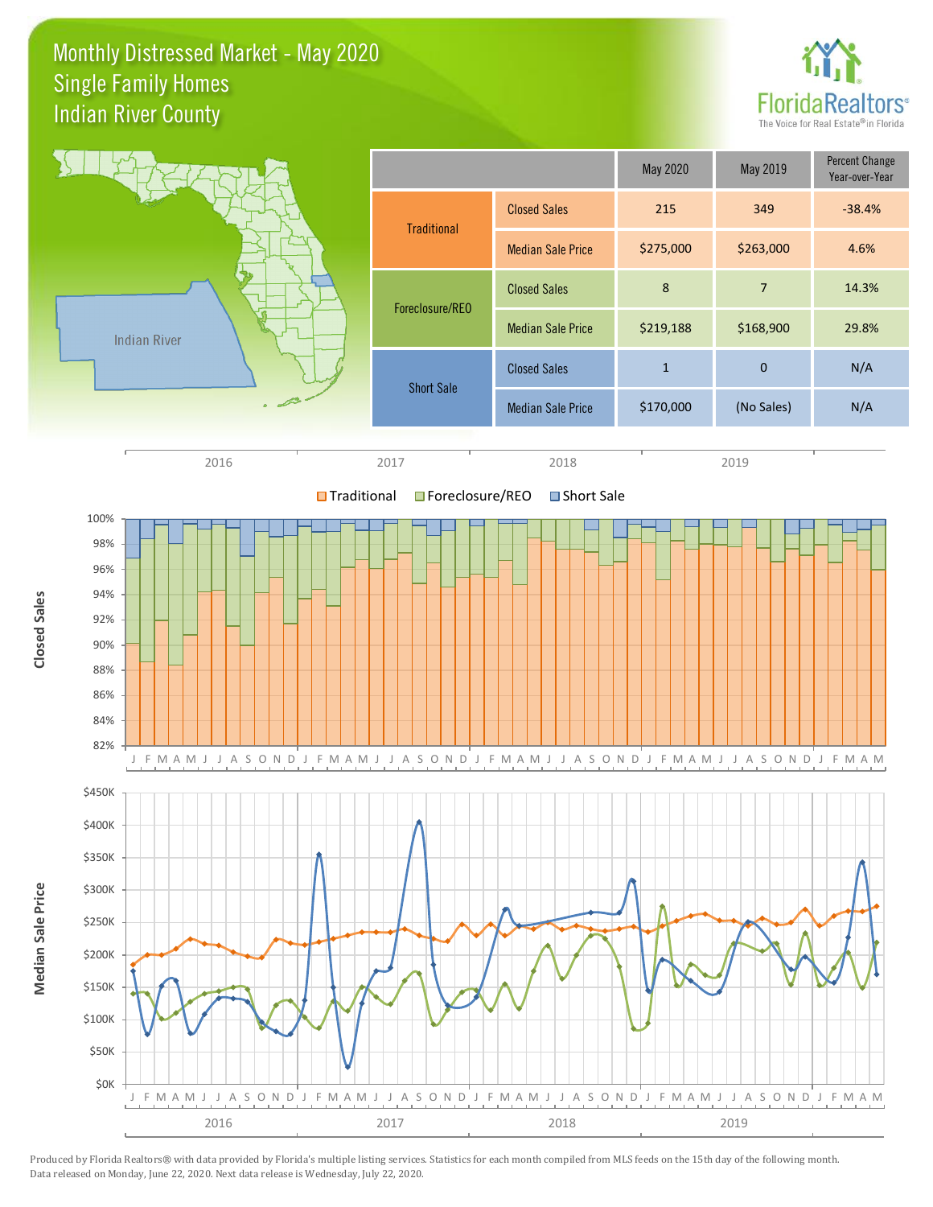# Monthly Distressed Market - May 2020
## Single Family Homes
## Indian River County

FloridaRealtors®
The Voice for Real Estate® in Florida

Indian River

| | | May 2020 | May 2019 | Percent Change Year-over-Year |
|---|---|---|---|---|
| Traditional | Closed Sales | 215 | 349 | -38.4% |
| | Median Sale Price | $275,000 | $263,000 | 4.6% |
| Foreclosure/REO | Closed Sales | 8 | 7 | 14.3% |
| | Median Sale Price | $219,188 | $168,900 | 29.8% |
| Short Sale | Closed Sales | 1 | 0 | N/A |
| | Median Sale Price | $170,000 | (No Sales) | N/A |

2016 2017 2018 2019

Traditional Foreclosure/REO Short Sale

Closed Sales

100% 98% 96% 94% 92% 90% 88% 86% 84% 82%

J F M A M J J A S O N D J F M A M J J A S O N D J F M A M J J A S O N D J F M A M J J A S O N D J F M A M

Median Sale Price

$450K $400K $350K $300K $250K $200K $150K $100K $50K $0K

J F M A M J J A S O N D J F M A M J J A S O N D J F M A M J J A S O N D J F M A M J J A S O N D J F M A M

2016 2017 2018 2019

Produced by Florida Realtors® with data provided by Florida's multiple listing services. Statistics for each month compiled from MLS feeds on the 15th day of the following month.
Data released on Monday, June 22, 2020. Next data release is Wednesday, July 22, 2020.